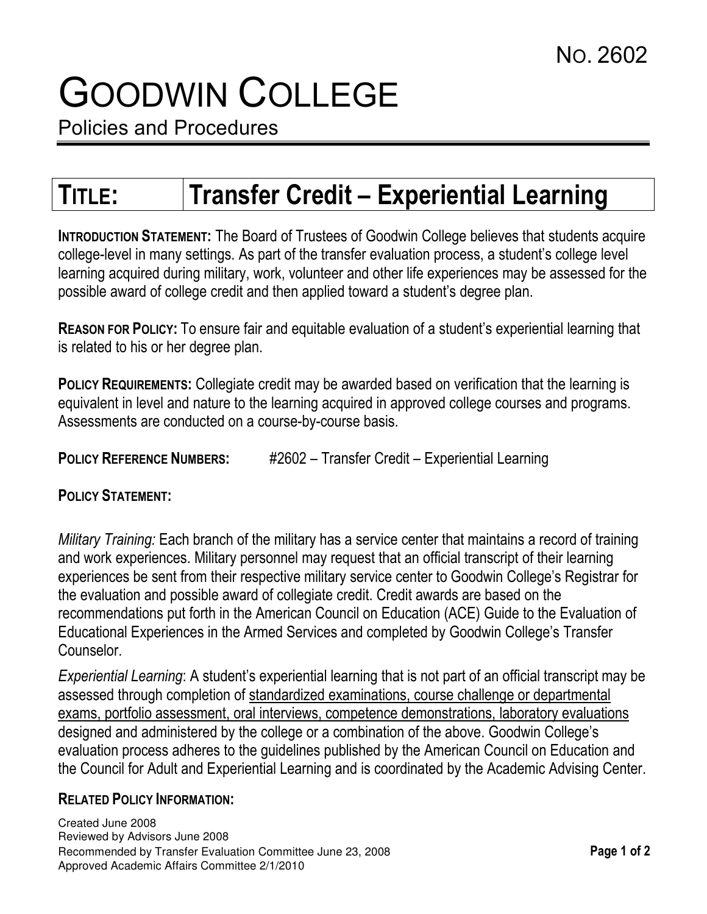No. 2602

# GOODWIN COLLEGE

Policies and Procedures

## TITLE: Transfer Credit – Experiential Learning

**INTRODUCTION STATEMENT:** The Board of Trustees of Goodwin College believes that students acquire college-level in many settings. As part of the transfer evaluation process, a student's college level learning acquired during military, work, volunteer and other life experiences may be assessed for the possible award of college credit and then applied toward a student's degree plan.

**REASON FOR POLICY:** To ensure fair and equitable evaluation of a student's experiential learning that is related to his or her degree plan.

**POLICY REQUIREMENTS:** Collegiate credit may be awarded based on verification that the learning is equivalent in level and nature to the learning acquired in approved college courses and programs. Assessments are conducted on a course-by-course basis.

**POLICY REFERENCE NUMBERS:** #2602 – Transfer Credit – Experiential Learning

**POLICY STATEMENT:**

*Military Training:* Each branch of the military has a service center that maintains a record of training and work experiences. Military personnel may request that an official transcript of their learning experiences be sent from their respective military service center to Goodwin College's Registrar for the evaluation and possible award of collegiate credit. Credit awards are based on the recommendations put forth in the American Council on Education (ACE) Guide to the Evaluation of Educational Experiences in the Armed Services and completed by Goodwin College's Transfer Counselor.

*Experiential Learning*: A student's experiential learning that is not part of an official transcript may be assessed through completion of <u>standardized examinations, course challenge or departmental exams, portfolio assessment, oral interviews, competence demonstrations, laboratory evaluations</u> designed and administered by the college or a combination of the above. Goodwin College's evaluation process adheres to the guidelines published by the American Council on Education and the Council for Adult and Experiential Learning and is coordinated by the Academic Advising Center.

**RELATED POLICY INFORMATION:**

Created June 2008
Reviewed by Advisors June 2008
Recommended by Transfer Evaluation Committee June 23, 2008
Approved Academic Affairs Committee 2/1/2010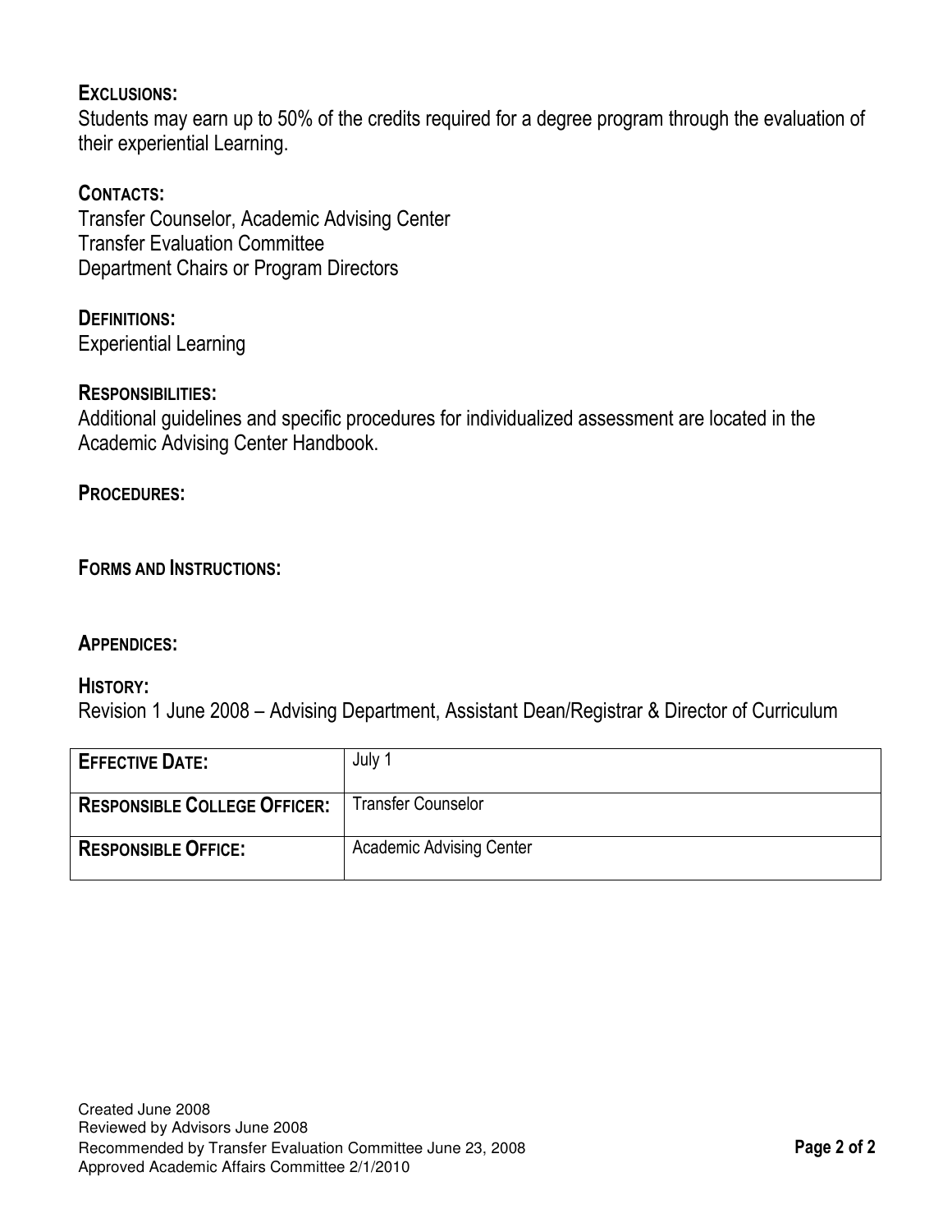## EXCLUSIONS:

Students may earn up to 50% of the credits required for a degree program through the evaluation of their experiential Learning.

## CONTACTS:

Transfer Counselor, Academic Advising Center
Transfer Evaluation Committee
Department Chairs or Program Directors

## DEFINITIONS:

Experiential Learning

## RESPONSIBILITIES:

Additional guidelines and specific procedures for individualized assessment are located in the Academic Advising Center Handbook.

## PROCEDURES:

## FORMS AND INSTRUCTIONS:

## APPENDICES:

## HISTORY:

Revision 1 June 2008 – Advising Department, Assistant Dean/Registrar & Director of Curriculum

| | |
|---|---|
| **EFFECTIVE DATE:** | July 1 |
| **RESPONSIBLE COLLEGE OFFICER:** | Transfer Counselor |
| **RESPONSIBLE OFFICE:** | Academic Advising Center |

Created June 2008
Reviewed by Advisors June 2008
Recommended by Transfer Evaluation Committee June 23, 2008
Approved Academic Affairs Committee 2/1/2010